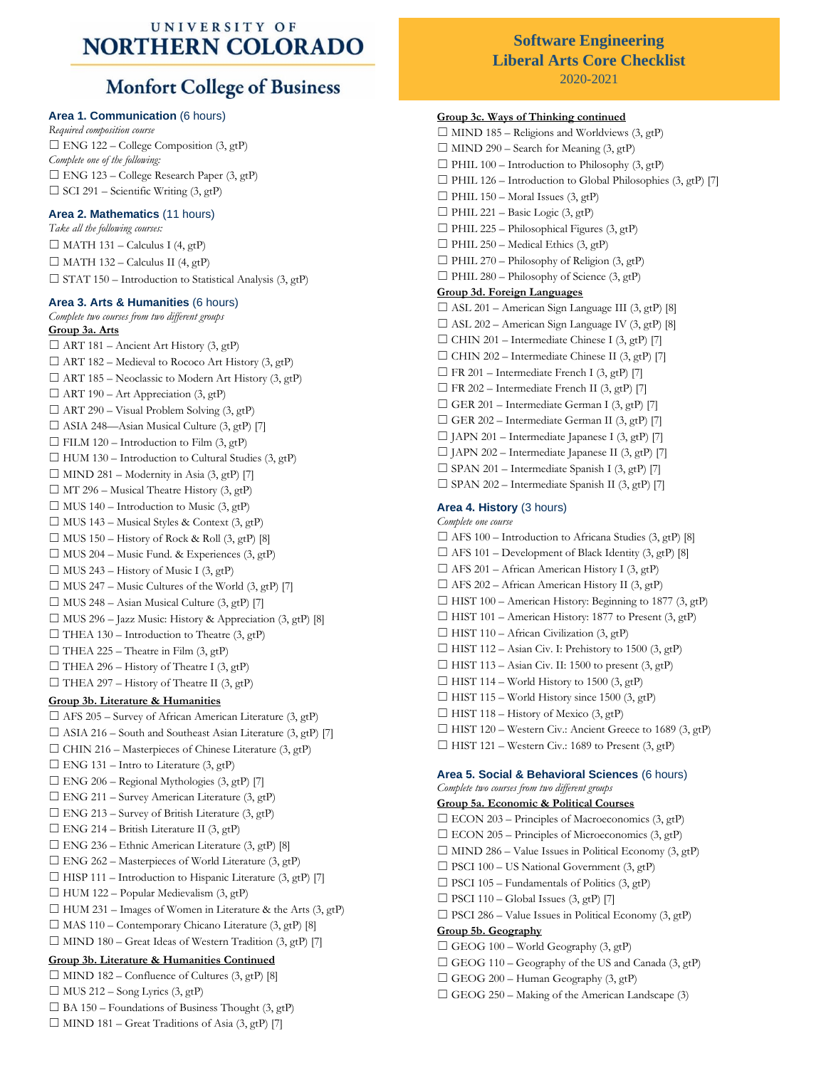# UNIVERSITY OF NORTHERN COLORADO

## Monfort College of Business

# Software Engineering Liberal Arts Core Checklist

2020-2021

### Area 1. Communication (6 hours)

*Required composition course*

- ☐ ENG 122 – College Composition (3, gtP)

*Complete one of the following:*

- ☐ ENG 123 – College Research Paper (3, gtP)
- ☐ SCI 291 – Scientific Writing (3, gtP)

### Area 2. Mathematics (11 hours)

*Take all the following courses:*

- ☐ MATH 131 – Calculus I (4, gtP)
- ☐ MATH 132 – Calculus II (4, gtP)
- ☐ STAT 150 – Introduction to Statistical Analysis (3, gtP)

### Area 3. Arts & Humanities (6 hours)

*Complete two courses from two different groups*

**Group 3a. Arts**

- ☐ ART 181 – Ancient Art History (3, gtP)
- ☐ ART 182 – Medieval to Rococo Art History (3, gtP)
- ☐ ART 185 – Neoclassic to Modern Art History (3, gtP)
- ☐ ART 190 – Art Appreciation (3, gtP)
- ☐ ART 290 – Visual Problem Solving (3, gtP)
- ☐ ASIA 248—Asian Musical Culture (3, gtP) [7]
- ☐ FILM 120 – Introduction to Film (3, gtP)
- ☐ HUM 130 – Introduction to Cultural Studies (3, gtP)
- ☐ MIND 281 – Modernity in Asia (3, gtP) [7]
- ☐ MT 296 – Musical Theatre History (3, gtP)
- ☐ MUS 140 – Introduction to Music (3, gtP)
- ☐ MUS 143 – Musical Styles & Context (3, gtP)
- ☐ MUS 150 – History of Rock & Roll (3, gtP) [8]
- ☐ MUS 204 – Music Fund. & Experiences (3, gtP)
- ☐ MUS 243 – History of Music I (3, gtP)
- ☐ MUS 247 – Music Cultures of the World (3, gtP) [7]
- ☐ MUS 248 – Asian Musical Culture (3, gtP) [7]
- ☐ MUS 296 – Jazz Music: History & Appreciation (3, gtP) [8]
- ☐ THEA 130 – Introduction to Theatre (3, gtP)
- ☐ THEA 225 – Theatre in Film (3, gtP)
- ☐ THEA 296 – History of Theatre I (3, gtP)
- ☐ THEA 297 – History of Theatre II (3, gtP)

**Group 3b. Literature & Humanities**

- ☐ AFS 205 – Survey of African American Literature (3, gtP)
- ☐ ASIA 216 – South and Southeast Asian Literature (3, gtP) [7]
- ☐ CHIN 216 – Masterpieces of Chinese Literature (3, gtP)
- ☐ ENG 131 – Intro to Literature (3, gtP)
- ☐ ENG 206 – Regional Mythologies (3, gtP) [7]
- ☐ ENG 211 – Survey American Literature (3, gtP)
- ☐ ENG 213 – Survey of British Literature (3, gtP)
- ☐ ENG 214 – British Literature II (3, gtP)
- ☐ ENG 236 – Ethnic American Literature (3, gtP) [8]
- ☐ ENG 262 – Masterpieces of World Literature (3, gtP)
- ☐ HISP 111 – Introduction to Hispanic Literature (3, gtP) [7]
- ☐ HUM 122 – Popular Medievalism (3, gtP)
- ☐ HUM 231 – Images of Women in Literature & the Arts (3, gtP)
- ☐ MAS 110 – Contemporary Chicano Literature (3, gtP) [8]
- ☐ MIND 180 – Great Ideas of Western Tradition (3, gtP) [7]

**Group 3b. Literature & Humanities Continued**

- ☐ MIND 182 – Confluence of Cultures (3, gtP) [8]
- ☐ MUS 212 – Song Lyrics (3, gtP)
- ☐ BA 150 – Foundations of Business Thought (3, gtP)
- ☐ MIND 181 – Great Traditions of Asia (3, gtP) [7]

**Group 3c. Ways of Thinking continued**

- ☐ MIND 185 – Religions and Worldviews (3, gtP)
- ☐ MIND 290 – Search for Meaning (3, gtP)
- ☐ PHIL 100 – Introduction to Philosophy (3, gtP)
- ☐ PHIL 126 – Introduction to Global Philosophies (3, gtP) [7]
- ☐ PHIL 150 – Moral Issues (3, gtP)
- ☐ PHIL 221 – Basic Logic (3, gtP)
- ☐ PHIL 225 – Philosophical Figures (3, gtP)
- ☐ PHIL 250 – Medical Ethics (3, gtP)
- ☐ PHIL 270 – Philosophy of Religion (3, gtP)
- ☐ PHIL 280 – Philosophy of Science (3, gtP)

**Group 3d. Foreign Languages**

- ☐ ASL 201 – American Sign Language III (3, gtP) [8]
- ☐ ASL 202 – American Sign Language IV (3, gtP) [8]
- ☐ CHIN 201 – Intermediate Chinese I (3, gtP) [7]
- ☐ CHIN 202 – Intermediate Chinese II (3, gtP) [7]
- ☐ FR 201 – Intermediate French I (3, gtP) [7]
- ☐ FR 202 – Intermediate French II (3, gtP) [7]
- ☐ GER 201 – Intermediate German I (3, gtP) [7]
- ☐ GER 202 – Intermediate German II (3, gtP) [7]
- ☐ JAPN 201 – Intermediate Japanese I (3, gtP) [7]
- ☐ JAPN 202 – Intermediate Japanese II (3, gtP) [7]
- ☐ SPAN 201 – Intermediate Spanish I (3, gtP) [7]
- ☐ SPAN 202 – Intermediate Spanish II (3, gtP) [7]

### Area 4. History (3 hours)

*Complete one course*

- ☐ AFS 100 – Introduction to Africana Studies (3, gtP) [8]
- ☐ AFS 101 – Development of Black Identity (3, gtP) [8]
- ☐ AFS 201 – African American History I (3, gtP)
- ☐ AFS 202 – African American History II (3, gtP)
- ☐ HIST 100 – American History: Beginning to 1877 (3, gtP)
- ☐ HIST 101 – American History: 1877 to Present (3, gtP)
- ☐ HIST 110 – African Civilization (3, gtP)
- ☐ HIST 112 – Asian Civ. I: Prehistory to 1500 (3, gtP)
- ☐ HIST 113 – Asian Civ. II: 1500 to present (3, gtP)
- ☐ HIST 114 – World History to 1500 (3, gtP)
- ☐ HIST 115 – World History since 1500 (3, gtP)
- ☐ HIST 118 – History of Mexico (3, gtP)
- ☐ HIST 120 – Western Civ.: Ancient Greece to 1689 (3, gtP)
- ☐ HIST 121 – Western Civ.: 1689 to Present (3, gtP)

### Area 5. Social & Behavioral Sciences (6 hours)

*Complete two courses from two different groups*

**Group 5a. Economic & Political Courses**

- ☐ ECON 203 – Principles of Macroeconomics (3, gtP)
- ☐ ECON 205 – Principles of Microeconomics (3, gtP)
- ☐ MIND 286 – Value Issues in Political Economy (3, gtP)
- ☐ PSCI 100 – US National Government (3, gtP)
- ☐ PSCI 105 – Fundamentals of Politics (3, gtP)
- ☐ PSCI 110 – Global Issues (3, gtP) [7]
- ☐ PSCI 286 – Value Issues in Political Economy (3, gtP)

**Group 5b. Geography**

- ☐ GEOG 100 – World Geography (3, gtP)
- ☐ GEOG 110 – Geography of the US and Canada (3, gtP)
- ☐ GEOG 200 – Human Geography (3, gtP)
- ☐ GEOG 250 – Making of the American Landscape (3)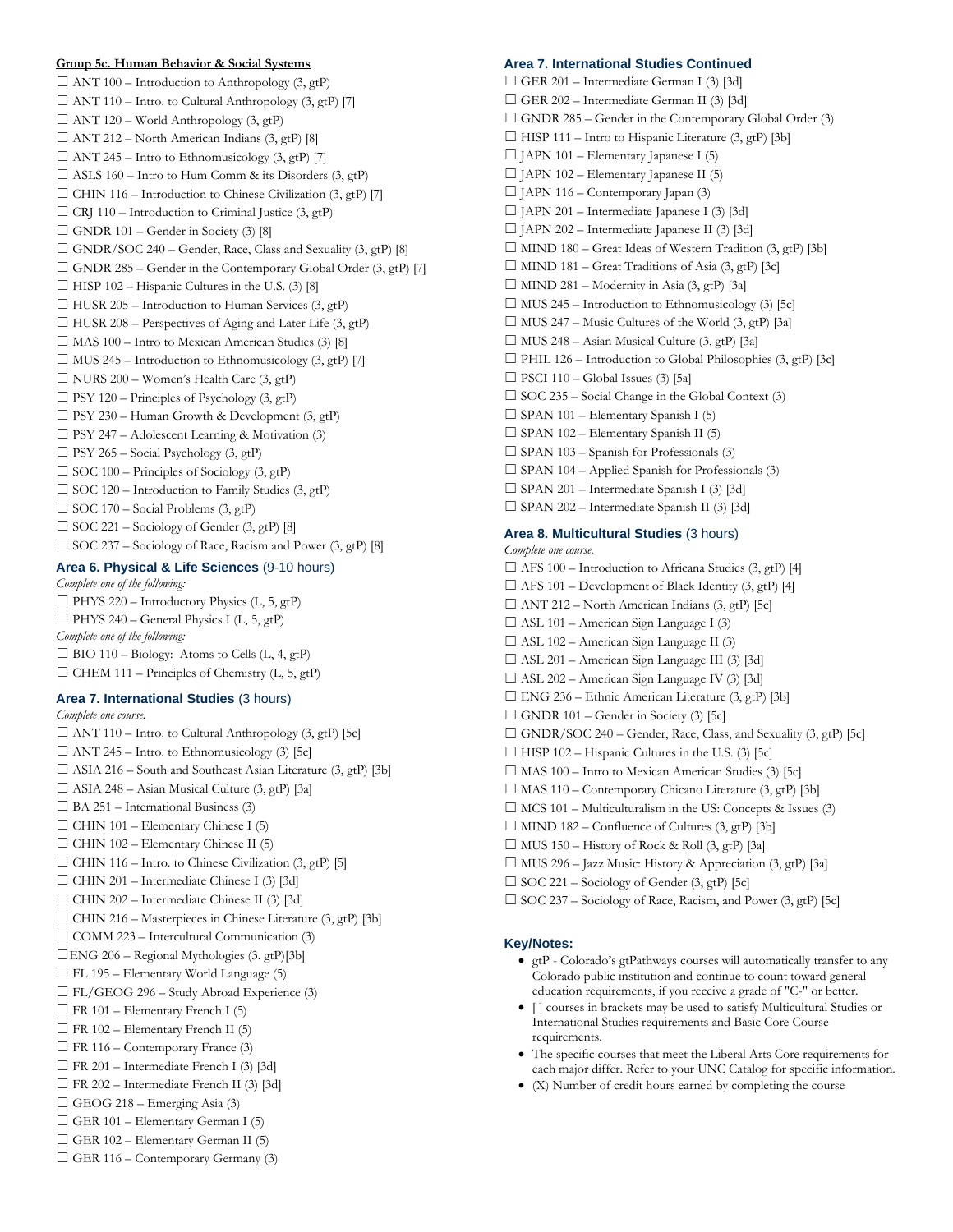**Group 5c. Human Behavior & Social Systems**

- ☐ ANT 100 – Introduction to Anthropology (3, gtP)
- ☐ ANT 110 – Intro. to Cultural Anthropology (3, gtP) [7]
- ☐ ANT 120 – World Anthropology (3, gtP)
- ☐ ANT 212 – North American Indians (3, gtP) [8]
- ☐ ANT 245 – Intro to Ethnomusicology (3, gtP) [7]
- ☐ ASLS 160 – Intro to Hum Comm & its Disorders (3, gtP)
- ☐ CHIN 116 – Introduction to Chinese Civilization (3, gtP) [7]
- ☐ CRJ 110 – Introduction to Criminal Justice (3, gtP)
- ☐ GNDR 101 – Gender in Society (3) [8]
- ☐ GNDR/SOC 240 – Gender, Race, Class and Sexuality (3, gtP) [8]
- ☐ GNDR 285 – Gender in the Contemporary Global Order (3, gtP) [7]
- ☐ HISP 102 – Hispanic Cultures in the U.S. (3) [8]
- ☐ HUSR 205 – Introduction to Human Services (3, gtP)
- ☐ HUSR 208 – Perspectives of Aging and Later Life (3, gtP)
- ☐ MAS 100 – Intro to Mexican American Studies (3) [8]
- ☐ MUS 245 – Introduction to Ethnomusicology (3, gtP) [7]
- ☐ NURS 200 – Women's Health Care (3, gtP)
- ☐ PSY 120 – Principles of Psychology (3, gtP)
- ☐ PSY 230 – Human Growth & Development (3, gtP)
- ☐ PSY 247 – Adolescent Learning & Motivation (3)
- ☐ PSY 265 – Social Psychology (3, gtP)
- ☐ SOC 100 – Principles of Sociology (3, gtP)
- ☐ SOC 120 – Introduction to Family Studies (3, gtP)
- ☐ SOC 170 – Social Problems (3, gtP)
- ☐ SOC 221 – Sociology of Gender (3, gtP) [8]
- ☐ SOC 237 – Sociology of Race, Racism and Power (3, gtP) [8]

## Area 6. Physical & Life Sciences (9-10 hours)

*Complete one of the following:*

- ☐ PHYS 220 – Introductory Physics (L, 5, gtP)
- ☐ PHYS 240 – General Physics I (L, 5, gtP)

*Complete one of the following:*

- ☐ BIO 110 – Biology: Atoms to Cells (L, 4, gtP)
- ☐ CHEM 111 – Principles of Chemistry (L, 5, gtP)

## Area 7. International Studies (3 hours)

*Complete one course.*

- ☐ ANT 110 – Intro. to Cultural Anthropology (3, gtP) [5c]
- ☐ ANT 245 – Intro. to Ethnomusicology (3) [5c]
- ☐ ASIA 216 – South and Southeast Asian Literature (3, gtP) [3b]
- ☐ ASIA 248 – Asian Musical Culture (3, gtP) [3a]
- ☐ BA 251 – International Business (3)
- ☐ CHIN 101 – Elementary Chinese I (5)
- ☐ CHIN 102 – Elementary Chinese II (5)
- ☐ CHIN 116 – Intro. to Chinese Civilization (3, gtP) [5]
- ☐ CHIN 201 – Intermediate Chinese I (3) [3d]
- ☐ CHIN 202 – Intermediate Chinese II (3) [3d]
- ☐ CHIN 216 – Masterpieces in Chinese Literature (3, gtP) [3b]
- ☐ COMM 223 – Intercultural Communication (3)
- ☐ENG 206 – Regional Mythologies (3. gtP)[3b]
- ☐ FL 195 – Elementary World Language (5)
- ☐ FL/GEOG 296 – Study Abroad Experience (3)
- ☐ FR 101 – Elementary French I (5)
- ☐ FR 102 – Elementary French II (5)
- ☐ FR 116 – Contemporary France (3)
- ☐ FR 201 – Intermediate French I (3) [3d]
- ☐ FR 202 – Intermediate French II (3) [3d]
- ☐ GEOG 218 – Emerging Asia (3)
- ☐ GER 101 – Elementary German I (5)
- ☐ GER 102 – Elementary German II (5)
- ☐ GER 116 – Contemporary Germany (3)

## Area 7. International Studies Continued

- ☐ GER 201 – Intermediate German I (3) [3d]
- ☐ GER 202 – Intermediate German II (3) [3d]
- ☐ GNDR 285 – Gender in the Contemporary Global Order (3)
- ☐ HISP 111 – Intro to Hispanic Literature (3, gtP) [3b]
- ☐ JAPN 101 – Elementary Japanese I (5)
- ☐ JAPN 102 – Elementary Japanese II (5)
- ☐ JAPN 116 – Contemporary Japan (3)
- ☐ JAPN 201 – Intermediate Japanese I (3) [3d]
- ☐ JAPN 202 – Intermediate Japanese II (3) [3d]
- ☐ MIND 180 – Great Ideas of Western Tradition (3, gtP) [3b]
- ☐ MIND 181 – Great Traditions of Asia (3, gtP) [3c]
- ☐ MIND 281 – Modernity in Asia (3, gtP) [3a]
- ☐ MUS 245 – Introduction to Ethnomusicology (3) [5c]
- ☐ MUS 247 – Music Cultures of the World (3, gtP) [3a]
- ☐ MUS 248 – Asian Musical Culture (3, gtP) [3a]
- ☐ PHIL 126 – Introduction to Global Philosophies (3, gtP) [3c]
- ☐ PSCI 110 – Global Issues (3) [5a]
- ☐ SOC 235 – Social Change in the Global Context (3)
- ☐ SPAN 101 – Elementary Spanish I (5)
- ☐ SPAN 102 – Elementary Spanish II (5)
- ☐ SPAN 103 – Spanish for Professionals (3)
- ☐ SPAN 104 – Applied Spanish for Professionals (3)
- ☐ SPAN 201 – Intermediate Spanish I (3) [3d]
- ☐ SPAN 202 – Intermediate Spanish II (3) [3d]

## Area 8. Multicultural Studies (3 hours)

*Complete one course.*

- ☐ AFS 100 – Introduction to Africana Studies (3, gtP) [4]
- ☐ AFS 101 – Development of Black Identity (3, gtP) [4]
- ☐ ANT 212 – North American Indians (3, gtP) [5c]
- ☐ ASL 101 – American Sign Language I (3)
- ☐ ASL 102 – American Sign Language II (3)
- ☐ ASL 201 – American Sign Language III (3) [3d]
- ☐ ASL 202 – American Sign Language IV (3) [3d]
- ☐ ENG 236 – Ethnic American Literature (3, gtP) [3b]
- ☐ GNDR 101 – Gender in Society (3) [5c]
- ☐ GNDR/SOC 240 – Gender, Race, Class, and Sexuality (3, gtP) [5c]
- ☐ HISP 102 – Hispanic Cultures in the U.S. (3) [5c]
- ☐ MAS 100 – Intro to Mexican American Studies (3) [5c]
- ☐ MAS 110 – Contemporary Chicano Literature (3, gtP) [3b]
- ☐ MCS 101 – Multiculturalism in the US: Concepts & Issues (3)
- ☐ MIND 182 – Confluence of Cultures (3, gtP) [3b]
- ☐ MUS 150 – History of Rock & Roll (3, gtP) [3a]
- ☐ MUS 296 – Jazz Music: History & Appreciation (3, gtP) [3a]
- ☐ SOC 221 – Sociology of Gender (3, gtP) [5c]
- ☐ SOC 237 – Sociology of Race, Racism, and Power (3, gtP) [5c]

## Key/Notes:

- gtP - Colorado's gtPathways courses will automatically transfer to any Colorado public institution and continue to count toward general education requirements, if you receive a grade of "C-" or better.
- [ ] courses in brackets may be used to satisfy Multicultural Studies or International Studies requirements and Basic Core Course requirements.
- The specific courses that meet the Liberal Arts Core requirements for each major differ. Refer to your UNC Catalog for specific information.
- (X) Number of credit hours earned by completing the course